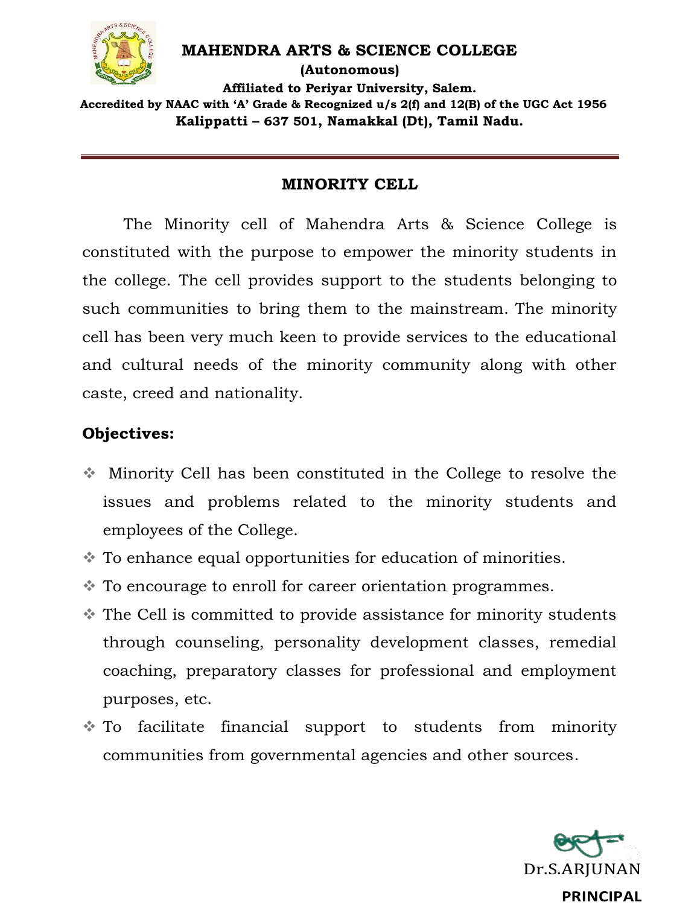# MAHENDRA ARTS & SCIENCE COLLEGE

**(Autonomous)**

**Affiliated to Periyar University, Salem.**

**Accredited by NAAC with 'A' Grade & Recognized u/s 2(f) and 12(B) of the UGC Act 1956**

**Kalippatti – 637 501, Namakkal (Dt), Tamil Nadu.**

## MINORITY CELL

The Minority cell of Mahendra Arts & Science College is constituted with the purpose to empower the minority students in the college. The cell provides support to the students belonging to such communities to bring them to the mainstream. The minority cell has been very much keen to provide services to the educational and cultural needs of the minority community along with other caste, creed and nationality.

**Objectives:**

- Minority Cell has been constituted in the College to resolve the issues and problems related to the minority students and employees of the College.
- To enhance equal opportunities for education of minorities.
- To encourage to enroll for career orientation programmes.
- The Cell is committed to provide assistance for minority students through counseling, personality development classes, remedial coaching, preparatory classes for professional and employment purposes, etc.
- To facilitate financial support to students from minority communities from governmental agencies and other sources.

Dr.S.ARJUNAN

**PRINCIPAL**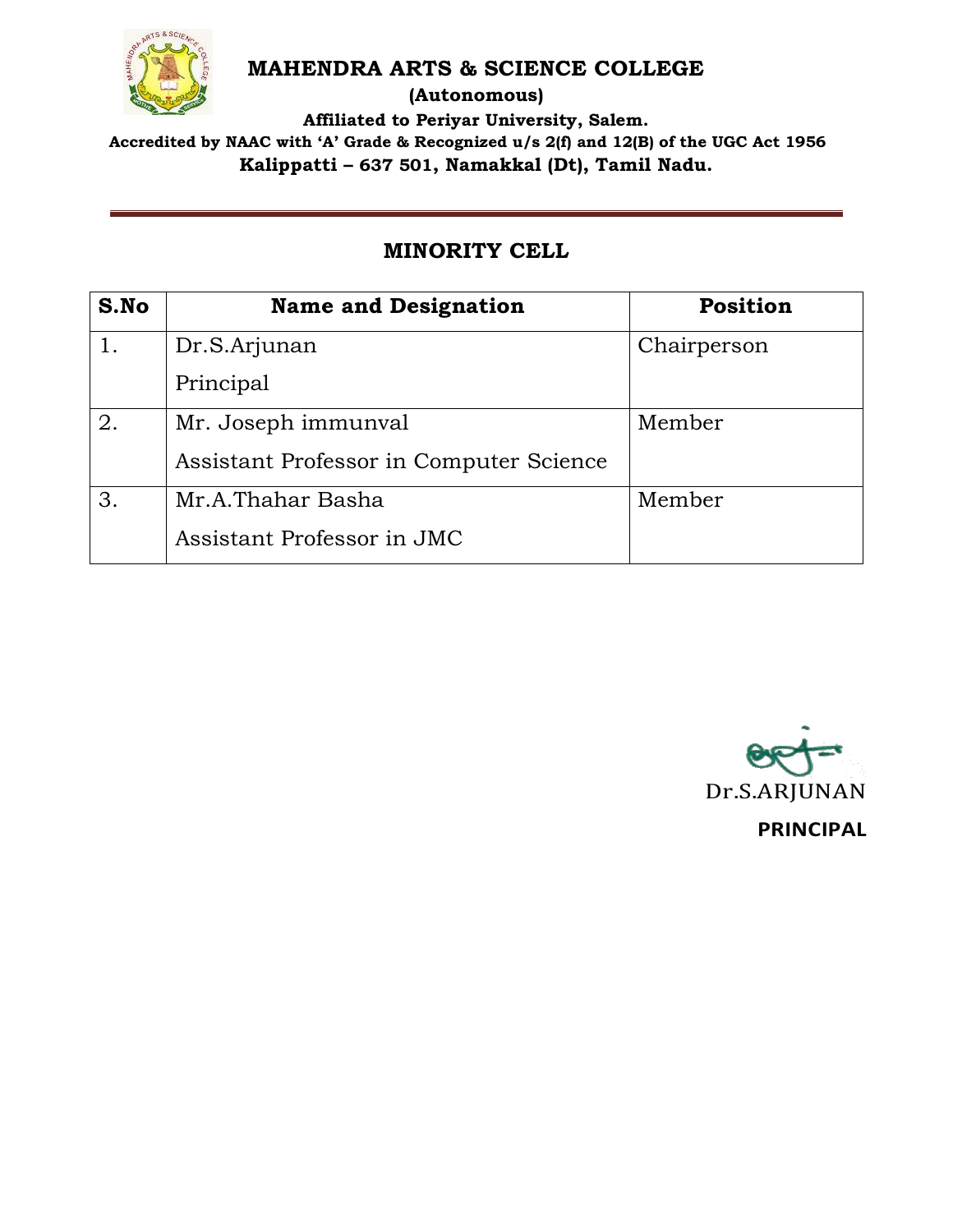**MAHENDRA ARTS & SCIENCE COLLEGE**

**(Autonomous)**

**Affiliated to Periyar University, Salem.**

**Accredited by NAAC with 'A' Grade & Recognized u/s 2(f) and 12(B) of the UGC Act 1956**

**Kalippatti – 637 501, Namakkal (Dt), Tamil Nadu.**

## MINORITY CELL

| S.No | Name and Designation | Position |
|---|---|---|
| 1. | Dr.S.Arjunan<br>Principal | Chairperson |
| 2. | Mr. Joseph immunval<br>Assistant Professor in Computer Science | Member |
| 3. | Mr.A.Thahar Basha<br>Assistant Professor in JMC | Member |

Dr.S.ARJUNAN

**PRINCIPAL**